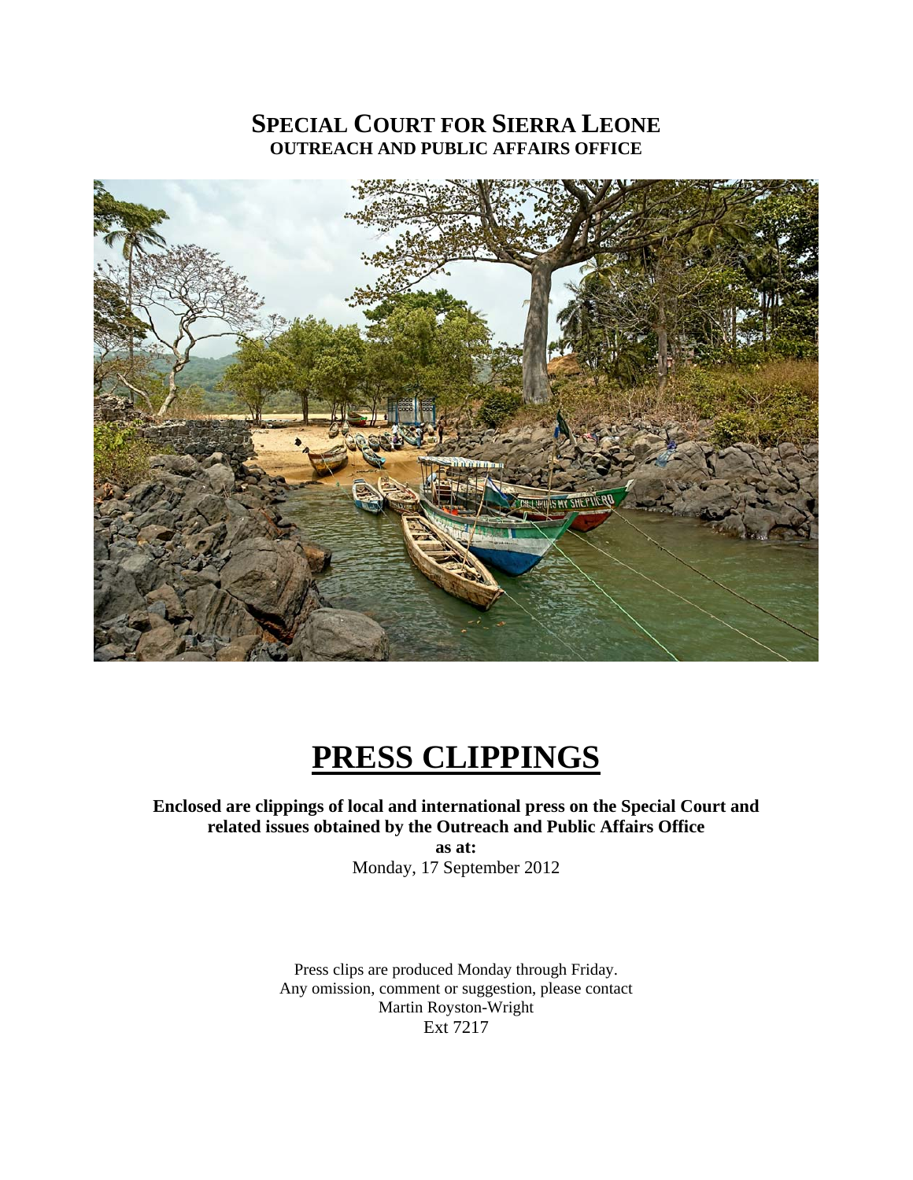# SPECIAL COURT FOR SIERRA LEONE
## OUTREACH AND PUBLIC AFFAIRS OFFICE

# PRESS CLIPPINGS

**Enclosed are clippings of local and international press on the Special Court and related issues obtained by the Outreach and Public Affairs Office**

**as at:**

Monday, 17 September 2012

Press clips are produced Monday through Friday.
Any omission, comment or suggestion, please contact
Martin Royston-Wright
Ext 7217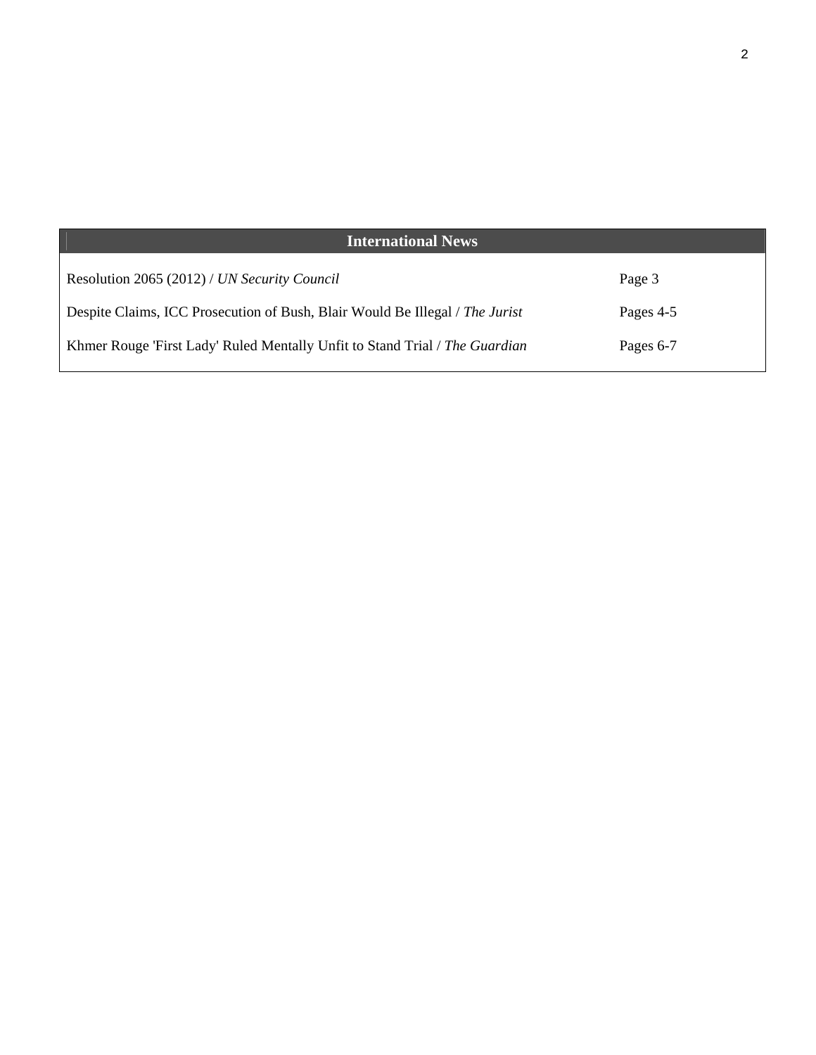## International News

| | |
|---|---|
| Resolution 2065 (2012) / *UN Security Council* | Page 3 |
| Despite Claims, ICC Prosecution of Bush, Blair Would Be Illegal / *The Jurist* | Pages 4-5 |
| Khmer Rouge 'First Lady' Ruled Mentally Unfit to Stand Trial / *The Guardian* | Pages 6-7 |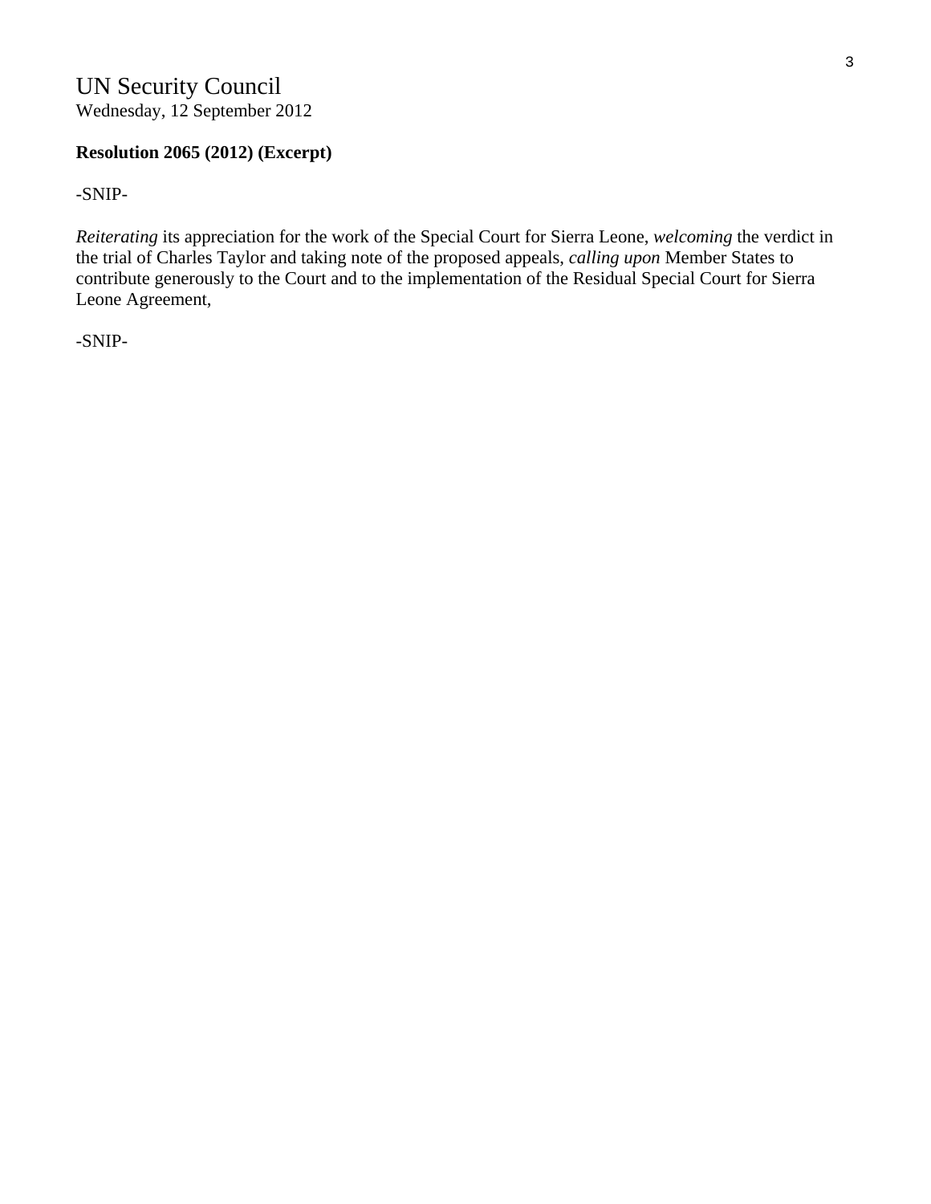# UN Security Council

Wednesday, 12 September 2012

**Resolution 2065 (2012) (Excerpt)**

-SNIP-

*Reiterating* its appreciation for the work of the Special Court for Sierra Leone, *welcoming* the verdict in the trial of Charles Taylor and taking note of the proposed appeals, *calling upon* Member States to contribute generously to the Court and to the implementation of the Residual Special Court for Sierra Leone Agreement,

-SNIP-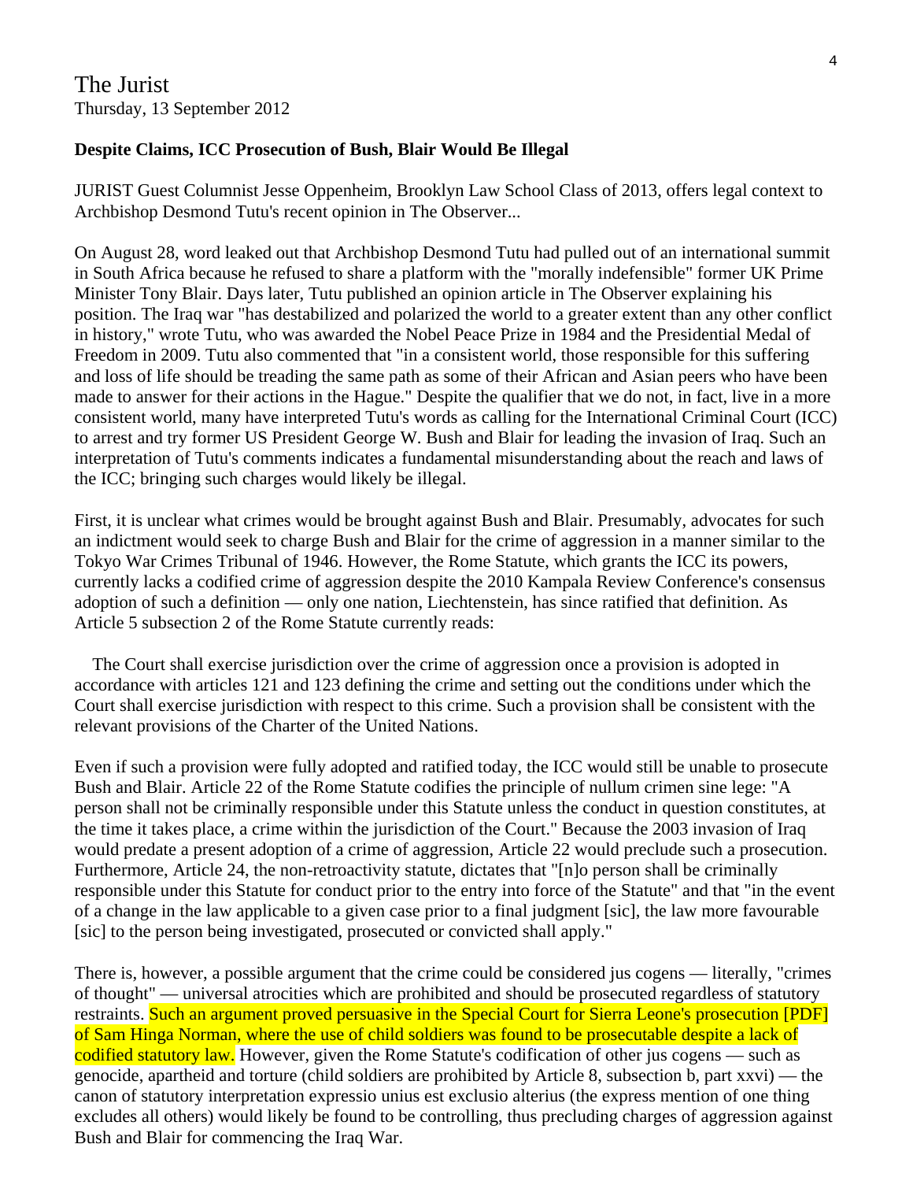The Jurist
Thursday, 13 September 2012

**Despite Claims, ICC Prosecution of Bush, Blair Would Be Illegal**

JURIST Guest Columnist Jesse Oppenheim, Brooklyn Law School Class of 2013, offers legal context to Archbishop Desmond Tutu's recent opinion in The Observer...

On August 28, word leaked out that Archbishop Desmond Tutu had pulled out of an international summit in South Africa because he refused to share a platform with the "morally indefensible" former UK Prime Minister Tony Blair. Days later, Tutu published an opinion article in The Observer explaining his position. The Iraq war "has destabilized and polarized the world to a greater extent than any other conflict in history," wrote Tutu, who was awarded the Nobel Peace Prize in 1984 and the Presidential Medal of Freedom in 2009. Tutu also commented that "in a consistent world, those responsible for this suffering and loss of life should be treading the same path as some of their African and Asian peers who have been made to answer for their actions in the Hague." Despite the qualifier that we do not, in fact, live in a more consistent world, many have interpreted Tutu's words as calling for the International Criminal Court (ICC) to arrest and try former US President George W. Bush and Blair for leading the invasion of Iraq. Such an interpretation of Tutu's comments indicates a fundamental misunderstanding about the reach and laws of the ICC; bringing such charges would likely be illegal.

First, it is unclear what crimes would be brought against Bush and Blair. Presumably, advocates for such an indictment would seek to charge Bush and Blair for the crime of aggression in a manner similar to the Tokyo War Crimes Tribunal of 1946. However, the Rome Statute, which grants the ICC its powers, currently lacks a codified crime of aggression despite the 2010 Kampala Review Conference's consensus adoption of such a definition — only one nation, Liechtenstein, has since ratified that definition. As Article 5 subsection 2 of the Rome Statute currently reads:

> The Court shall exercise jurisdiction over the crime of aggression once a provision is adopted in accordance with articles 121 and 123 defining the crime and setting out the conditions under which the Court shall exercise jurisdiction with respect to this crime. Such a provision shall be consistent with the relevant provisions of the Charter of the United Nations.

Even if such a provision were fully adopted and ratified today, the ICC would still be unable to prosecute Bush and Blair. Article 22 of the Rome Statute codifies the principle of nullum crimen sine lege: "A person shall not be criminally responsible under this Statute unless the conduct in question constitutes, at the time it takes place, a crime within the jurisdiction of the Court." Because the 2003 invasion of Iraq would predate a present adoption of a crime of aggression, Article 22 would preclude such a prosecution. Furthermore, Article 24, the non-retroactivity statute, dictates that "[n]o person shall be criminally responsible under this Statute for conduct prior to the entry into force of the Statute" and that "in the event of a change in the law applicable to a given case prior to a final judgment [sic], the law more favourable [sic] to the person being investigated, prosecuted or convicted shall apply."

There is, however, a possible argument that the crime could be considered jus cogens — literally, "crimes of thought" — universal atrocities which are prohibited and should be prosecuted regardless of statutory restraints. Such an argument proved persuasive in the Special Court for Sierra Leone's prosecution [PDF] of Sam Hinga Norman, where the use of child soldiers was found to be prosecutable despite a lack of codified statutory law. However, given the Rome Statute's codification of other jus cogens — such as genocide, apartheid and torture (child soldiers are prohibited by Article 8, subsection b, part xxvi) — the canon of statutory interpretation expressio unius est exclusio alterius (the express mention of one thing excludes all others) would likely be found to be controlling, thus precluding charges of aggression against Bush and Blair for commencing the Iraq War.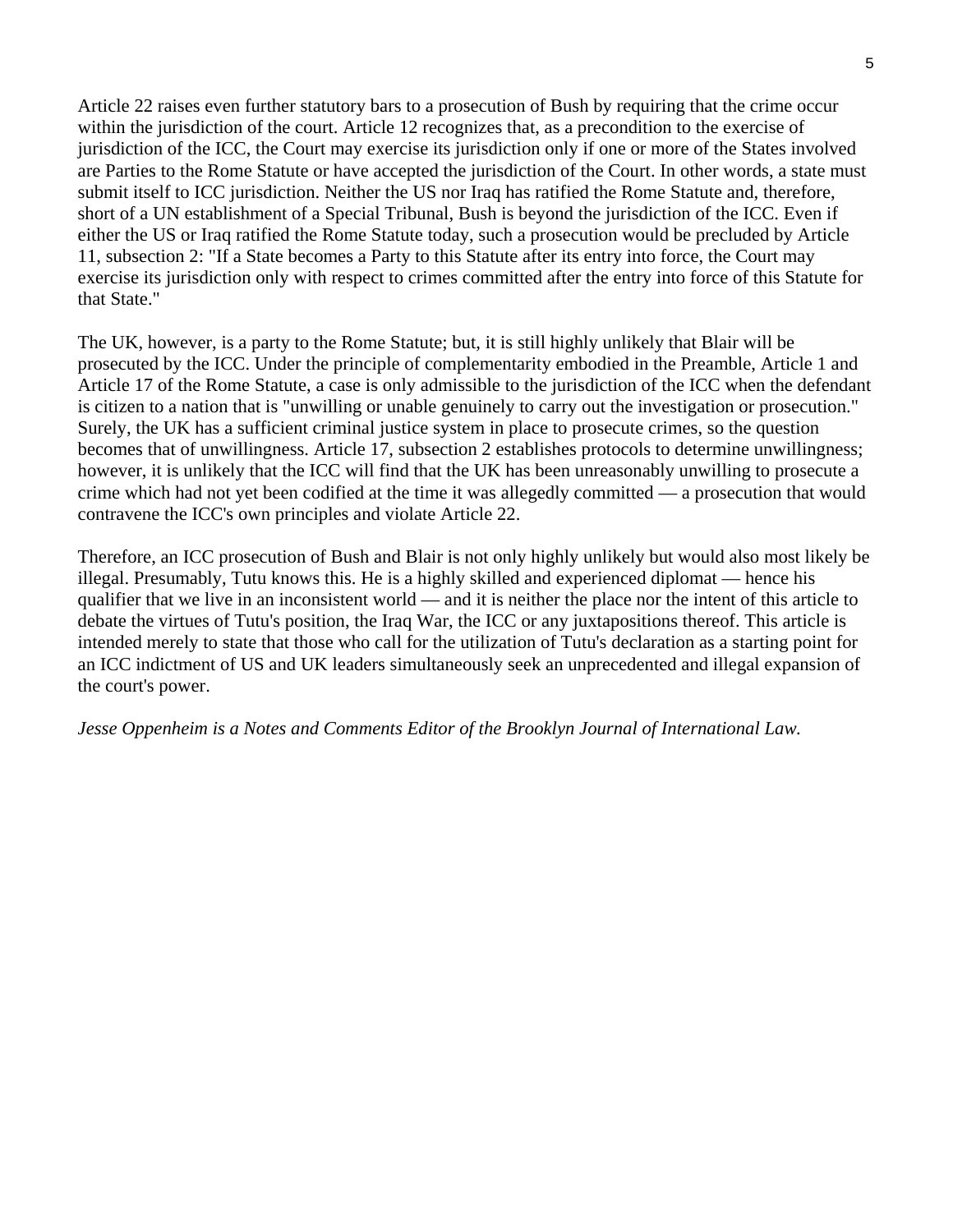Article 22 raises even further statutory bars to a prosecution of Bush by requiring that the crime occur within the jurisdiction of the court. Article 12 recognizes that, as a precondition to the exercise of jurisdiction of the ICC, the Court may exercise its jurisdiction only if one or more of the States involved are Parties to the Rome Statute or have accepted the jurisdiction of the Court. In other words, a state must submit itself to ICC jurisdiction. Neither the US nor Iraq has ratified the Rome Statute and, therefore, short of a UN establishment of a Special Tribunal, Bush is beyond the jurisdiction of the ICC. Even if either the US or Iraq ratified the Rome Statute today, such a prosecution would be precluded by Article 11, subsection 2: "If a State becomes a Party to this Statute after its entry into force, the Court may exercise its jurisdiction only with respect to crimes committed after the entry into force of this Statute for that State."

The UK, however, is a party to the Rome Statute; but, it is still highly unlikely that Blair will be prosecuted by the ICC. Under the principle of complementarity embodied in the Preamble, Article 1 and Article 17 of the Rome Statute, a case is only admissible to the jurisdiction of the ICC when the defendant is citizen to a nation that is "unwilling or unable genuinely to carry out the investigation or prosecution." Surely, the UK has a sufficient criminal justice system in place to prosecute crimes, so the question becomes that of unwillingness. Article 17, subsection 2 establishes protocols to determine unwillingness; however, it is unlikely that the ICC will find that the UK has been unreasonably unwilling to prosecute a crime which had not yet been codified at the time it was allegedly committed — a prosecution that would contravene the ICC's own principles and violate Article 22.

Therefore, an ICC prosecution of Bush and Blair is not only highly unlikely but would also most likely be illegal. Presumably, Tutu knows this. He is a highly skilled and experienced diplomat — hence his qualifier that we live in an inconsistent world — and it is neither the place nor the intent of this article to debate the virtues of Tutu's position, the Iraq War, the ICC or any juxtapositions thereof. This article is intended merely to state that those who call for the utilization of Tutu's declaration as a starting point for an ICC indictment of US and UK leaders simultaneously seek an unprecedented and illegal expansion of the court's power.

*Jesse Oppenheim is a Notes and Comments Editor of the Brooklyn Journal of International Law.*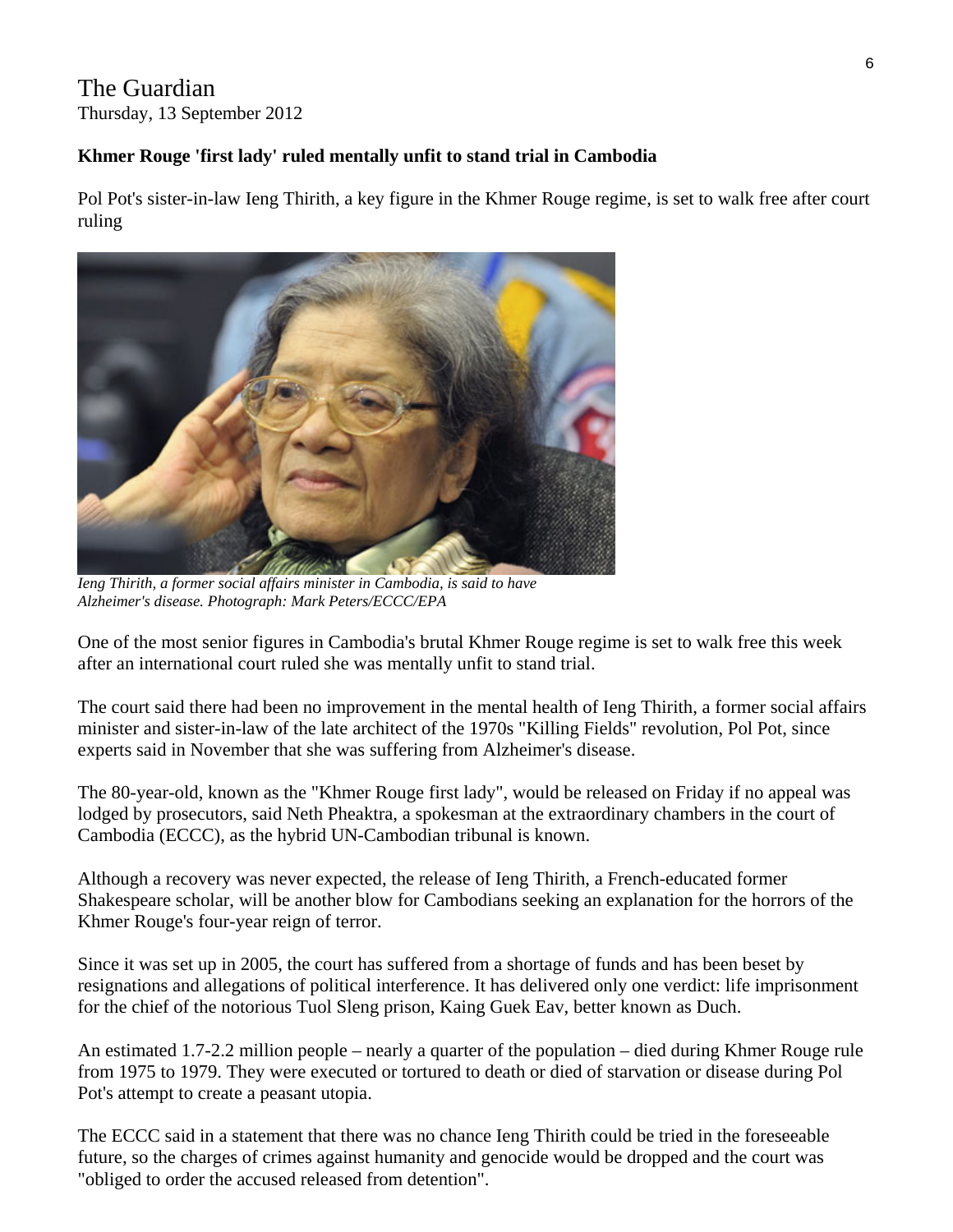The Guardian

Thursday, 13 September 2012

**Khmer Rouge 'first lady' ruled mentally unfit to stand trial in Cambodia**

Pol Pot's sister-in-law Ieng Thirith, a key figure in the Khmer Rouge regime, is set to walk free after court ruling

*Ieng Thirith, a former social affairs minister in Cambodia, is said to have Alzheimer's disease. Photograph: Mark Peters/ECCC/EPA*

One of the most senior figures in Cambodia's brutal Khmer Rouge regime is set to walk free this week after an international court ruled she was mentally unfit to stand trial.

The court said there had been no improvement in the mental health of Ieng Thirith, a former social affairs minister and sister-in-law of the late architect of the 1970s "Killing Fields" revolution, Pol Pot, since experts said in November that she was suffering from Alzheimer's disease.

The 80-year-old, known as the "Khmer Rouge first lady", would be released on Friday if no appeal was lodged by prosecutors, said Neth Pheaktra, a spokesman at the extraordinary chambers in the court of Cambodia (ECCC), as the hybrid UN-Cambodian tribunal is known.

Although a recovery was never expected, the release of Ieng Thirith, a French-educated former Shakespeare scholar, will be another blow for Cambodians seeking an explanation for the horrors of the Khmer Rouge's four-year reign of terror.

Since it was set up in 2005, the court has suffered from a shortage of funds and has been beset by resignations and allegations of political interference. It has delivered only one verdict: life imprisonment for the chief of the notorious Tuol Sleng prison, Kaing Guek Eav, better known as Duch.

An estimated 1.7-2.2 million people – nearly a quarter of the population – died during Khmer Rouge rule from 1975 to 1979. They were executed or tortured to death or died of starvation or disease during Pol Pot's attempt to create a peasant utopia.

The ECCC said in a statement that there was no chance Ieng Thirith could be tried in the foreseeable future, so the charges of crimes against humanity and genocide would be dropped and the court was "obliged to order the accused released from detention".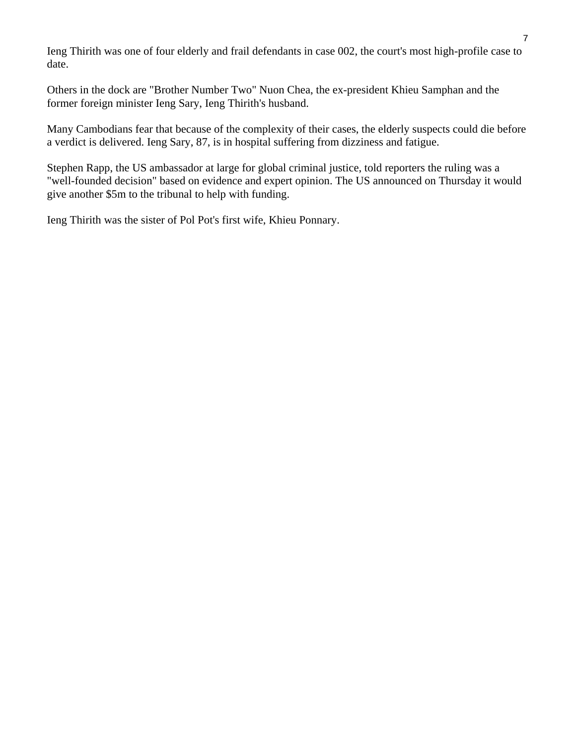Ieng Thirith was one of four elderly and frail defendants in case 002, the court's most high-profile case to date.

Others in the dock are "Brother Number Two" Nuon Chea, the ex-president Khieu Samphan and the former foreign minister Ieng Sary, Ieng Thirith's husband.

Many Cambodians fear that because of the complexity of their cases, the elderly suspects could die before a verdict is delivered. Ieng Sary, 87, is in hospital suffering from dizziness and fatigue.

Stephen Rapp, the US ambassador at large for global criminal justice, told reporters the ruling was a "well-founded decision" based on evidence and expert opinion. The US announced on Thursday it would give another $5m to the tribunal to help with funding.

Ieng Thirith was the sister of Pol Pot's first wife, Khieu Ponnary.